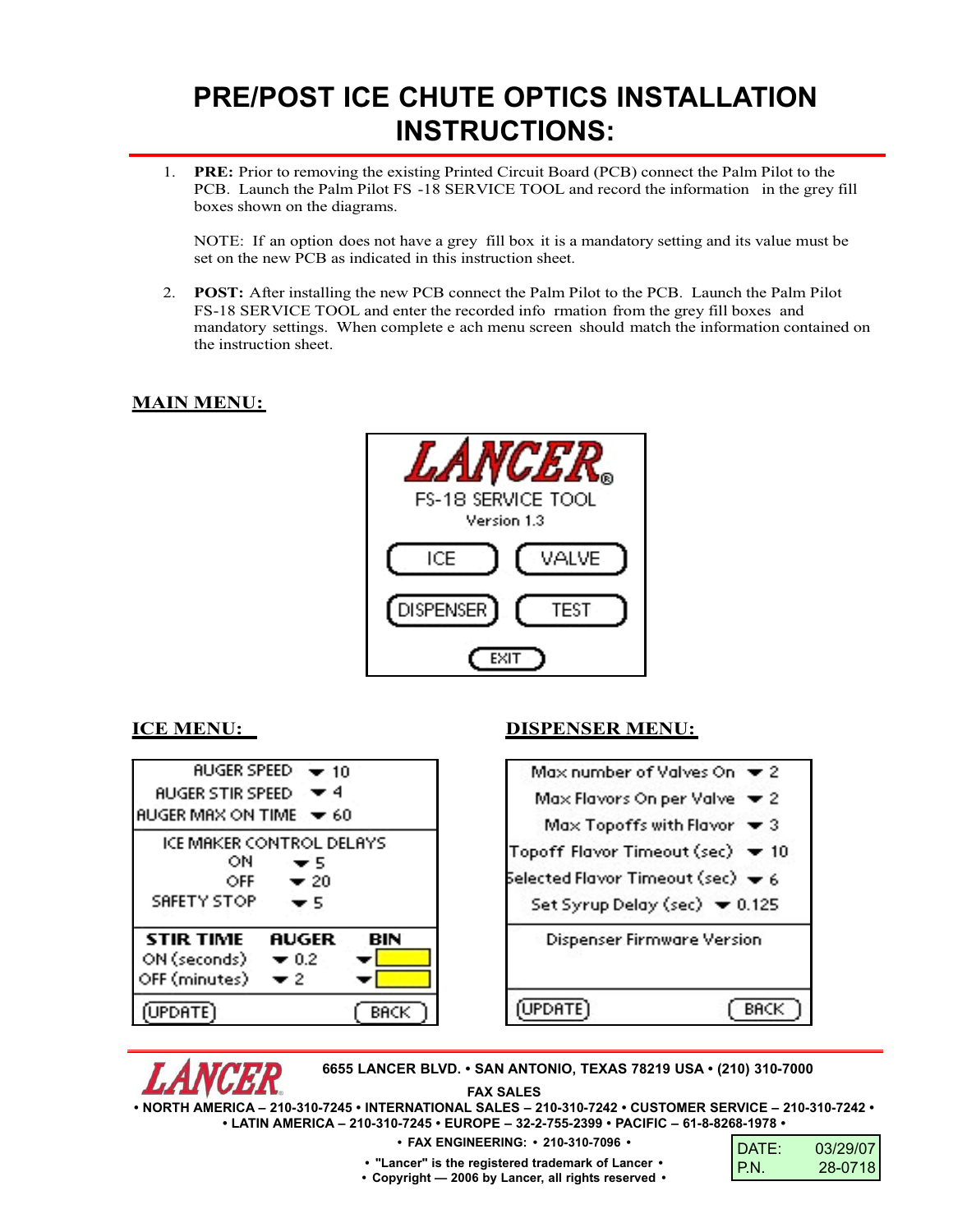# PRE/POST ICE CHUTE OPTICS INSTALLATION INSTRUCTIONS:

1. **PRE:** Prior to removing the existing Printed Circuit Board (PCB) connect the Palm Pilot to the PCB. Launch the Palm Pilot FS -18 SERVICE TOOL and record the information in the grey fill boxes shown on the diagrams.

   NOTE: If an option does not have a grey fill box it is a mandatory setting and its value must be set on the new PCB as indicated in this instruction sheet.

2. **POST:** After installing the new PCB connect the Palm Pilot to the PCB. Launch the Palm Pilot FS-18 SERVICE TOOL and enter the recorded info rmation from the grey fill boxes and mandatory settings. When complete e ach menu screen should match the information contained on the instruction sheet.

## MAIN MENU:

LANCER®
FS-18 SERVICE TOOL
Version 1.3

ICE | VALVE
DISPENSER | TEST
EXIT

## ICE MENU:

| | |
|---|---|
| AUGER SPEED | 10 |
| AUGER STIR SPEED | 4 |
| AUGER MAX ON TIME | 60 |

ICE MAKER CONTROL DELAYS

| | |
|---|---|
| ON | 5 |
| OFF | 20 |
| SAFETY STOP | 5 |

| STIR TIME | AUGER | BIN |
|---|---|---|
| ON (seconds) | 0.2 | |
| OFF (minutes) | 2 | |

UPDATE | BACK

## DISPENSER MENU:

| | |
|---|---|
| Max number of Valves On | 2 |
| Max Flavors On per Valve | 2 |
| Max Topoffs with Flavor | 3 |
| Topoff Flavor Timeout (sec) | 10 |
| Selected Flavor Timeout (sec) | 6 |
| Set Syrup Delay (sec) | 0.125 |

Dispenser Firmware Version

UPDATE | BACK

---

LANCER

6655 LANCER BLVD. • SAN ANTONIO, TEXAS 78219 USA • (210) 310-7000

FAX SALES

• NORTH AMERICA – 210-310-7245 • INTERNATIONAL SALES – 210-310-7242 • CUSTOMER SERVICE – 210-310-7242 •
• LATIN AMERICA – 210-310-7245 • EUROPE – 32-2-755-2399 • PACIFIC – 61-8-8268-1978 •

• FAX ENGINEERING: • 210-310-7096 •

• "Lancer" is the registered trademark of Lancer •
• Copyright — 2006 by Lancer, all rights reserved •

| | |
|---|---|
| DATE: | 03/29/07 |
| P.N. | 28-0718 |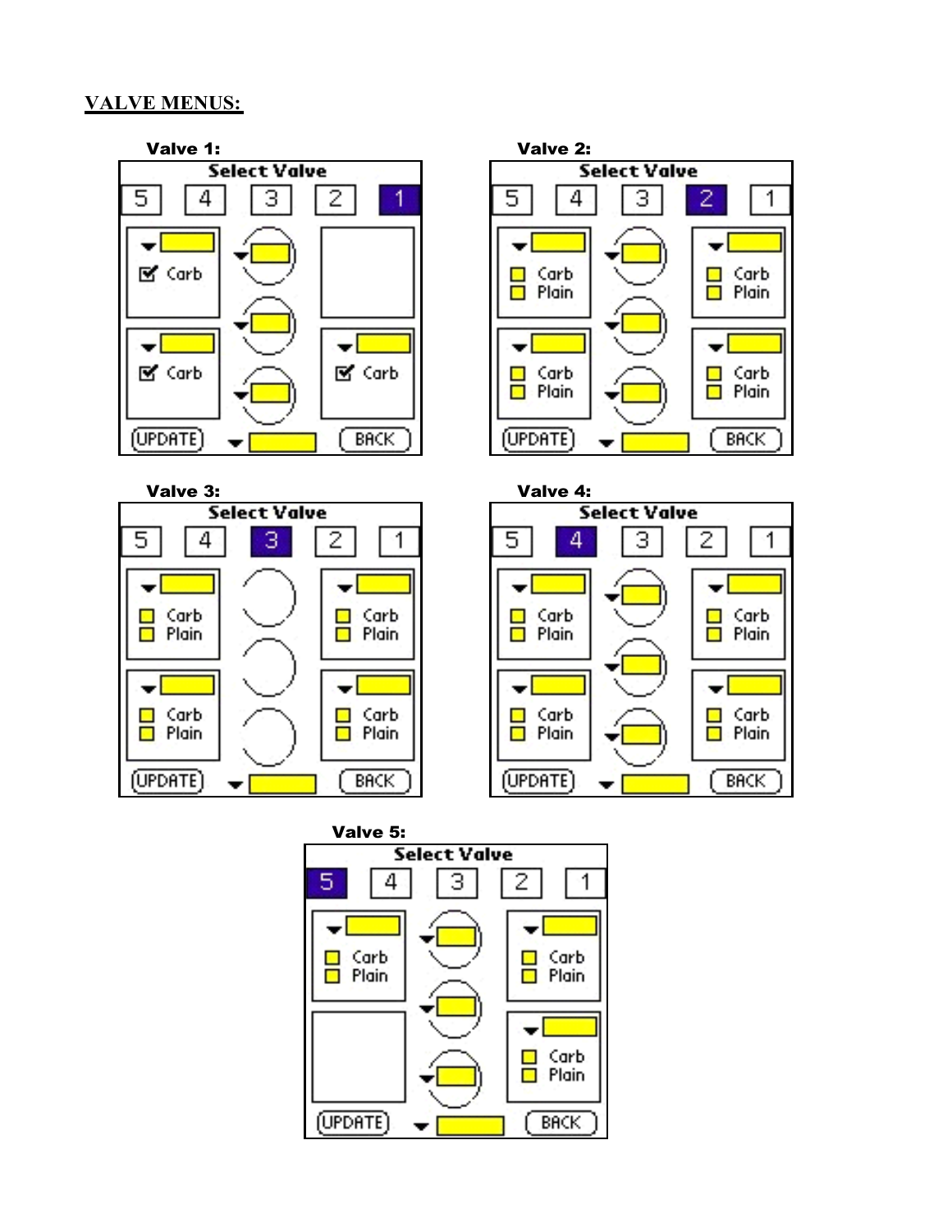## VALVE MENUS:

Valve 1:

Select Valve

5 4 3 2 1

Carb

Carb

Carb

UPDATE BACK

Valve 2:

Select Valve

5 4 3 2 1

Carb
Plain

Carb
Plain

Carb
Plain

Carb
Plain

UPDATE BACK

Valve 3:

Select Valve

5 4 3 2 1

Carb
Plain

Carb
Plain

Carb
Plain

Carb
Plain

UPDATE BACK

Valve 4:

Select Valve

5 4 3 2 1

Carb
Plain

Carb
Plain

Carb
Plain

Carb
Plain

UPDATE BACK

Valve 5:

Select Valve

5 4 3 2 1

Carb
Plain

Carb
Plain

Carb
Plain

UPDATE BACK